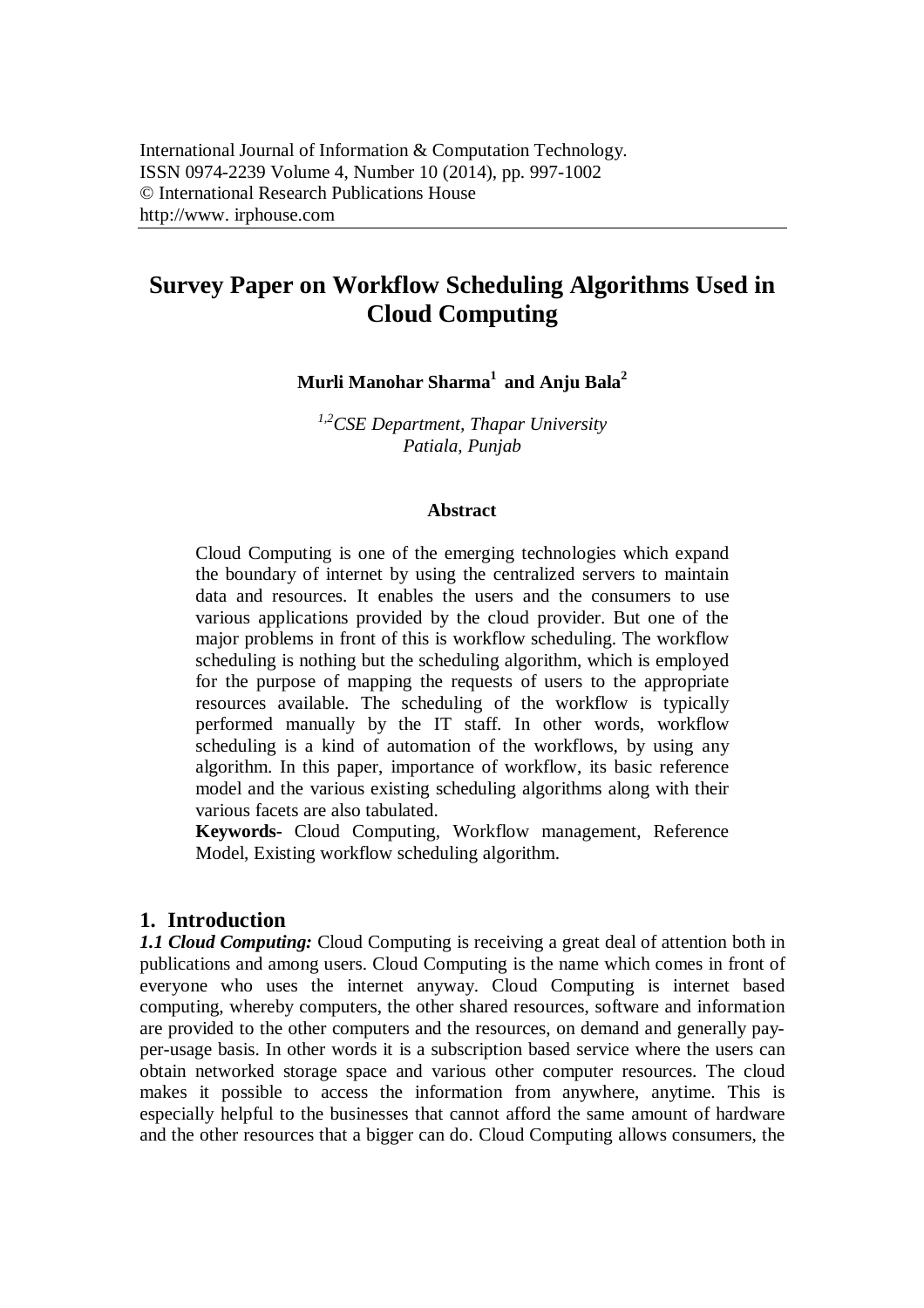# Survey Paper on Workflow Scheduling Algorithms Used in Cloud Computing

**Murli Manohar Sharma[1] and Anju Bala[2]**

*[1,2]CSE Department, Thapar University*
*Patiala, Punjab*

### Abstract

Cloud Computing is one of the emerging technologies which expand the boundary of internet by using the centralized servers to maintain data and resources. It enables the users and the consumers to use various applications provided by the cloud provider. But one of the major problems in front of this is workflow scheduling. The workflow scheduling is nothing but the scheduling algorithm, which is employed for the purpose of mapping the requests of users to the appropriate resources available. The scheduling of the workflow is typically performed manually by the IT staff. In other words, workflow scheduling is a kind of automation of the workflows, by using any algorithm. In this paper, importance of workflow, its basic reference model and the various existing scheduling algorithms along with their various facets are also tabulated.

**Keywords-** Cloud Computing, Workflow management, Reference Model, Existing workflow scheduling algorithm.

## 1. Introduction

***1.1 Cloud Computing:*** Cloud Computing is receiving a great deal of attention both in publications and among users. Cloud Computing is the name which comes in front of everyone who uses the internet anyway. Cloud Computing is internet based computing, whereby computers, the other shared resources, software and information are provided to the other computers and the resources, on demand and generally pay-per-usage basis. In other words it is a subscription based service where the users can obtain networked storage space and various other computer resources. The cloud makes it possible to access the information from anywhere, anytime. This is especially helpful to the businesses that cannot afford the same amount of hardware and the other resources that a bigger can do. Cloud Computing allows consumers, the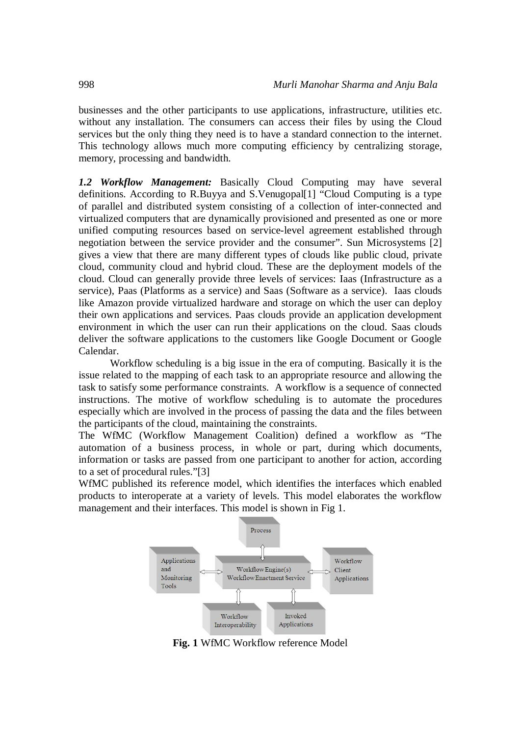businesses and the other participants to use applications, infrastructure, utilities etc. without any installation. The consumers can access their files by using the Cloud services but the only thing they need is to have a standard connection to the internet. This technology allows much more computing efficiency by centralizing storage, memory, processing and bandwidth.

***1.2 Workflow Management:*** Basically Cloud Computing may have several definitions. According to R.Buyya and S.Venugopal[1] "Cloud Computing is a type of parallel and distributed system consisting of a collection of inter-connected and virtualized computers that are dynamically provisioned and presented as one or more unified computing resources based on service-level agreement established through negotiation between the service provider and the consumer". Sun Microsystems [2] gives a view that there are many different types of clouds like public cloud, private cloud, community cloud and hybrid cloud. These are the deployment models of the cloud. Cloud can generally provide three levels of services: Iaas (Infrastructure as a service), Paas (Platforms as a service) and Saas (Software as a service). Iaas clouds like Amazon provide virtualized hardware and storage on which the user can deploy their own applications and services. Paas clouds provide an application development environment in which the user can run their applications on the cloud. Saas clouds deliver the software applications to the customers like Google Document or Google Calendar.

Workflow scheduling is a big issue in the era of computing. Basically it is the issue related to the mapping of each task to an appropriate resource and allowing the task to satisfy some performance constraints. A workflow is a sequence of connected instructions. The motive of workflow scheduling is to automate the procedures especially which are involved in the process of passing the data and the files between the participants of the cloud, maintaining the constraints.

The WfMC (Workflow Management Coalition) defined a workflow as "The automation of a business process, in whole or part, during which documents, information or tasks are passed from one participant to another for action, according to a set of procedural rules."[3]

WfMC published its reference model, which identifies the interfaces which enabled products to interoperate at a variety of levels. This model elaborates the workflow management and their interfaces. This model is shown in Fig 1.

Process

Applications and Monitoring Tools

Workflow Engine(s) Workflow Enactment Service

Workflow Client Applications

Workflow Interoperability

Invoked Applications

**Fig. 1** WfMC Workflow reference Model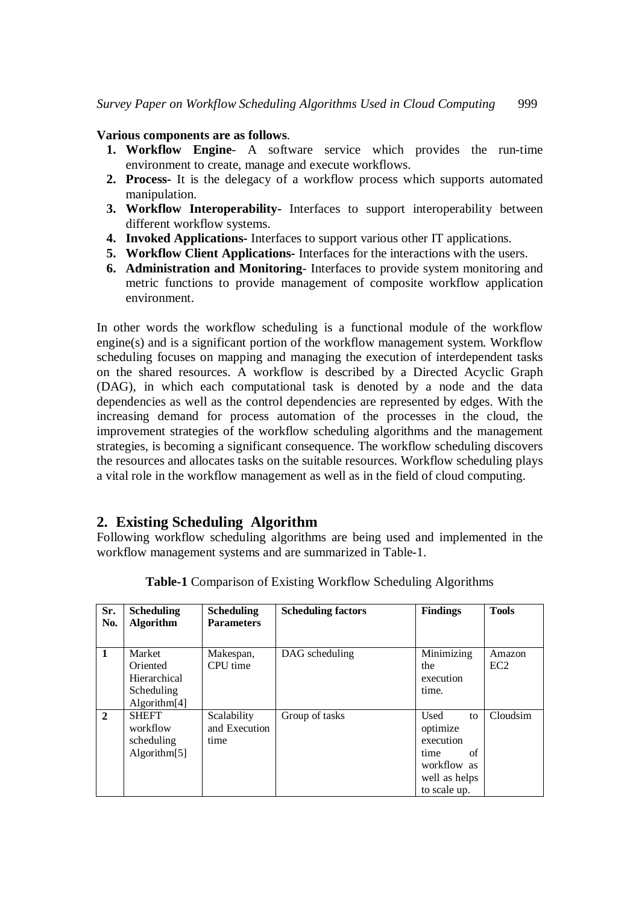**Various components are as follows**.

1. **Workflow Engine**- A software service which provides the run-time environment to create, manage and execute workflows.
2. **Process-** It is the delegacy of a workflow process which supports automated manipulation.
3. **Workflow Interoperability**- Interfaces to support interoperability between different workflow systems.
4. **Invoked Applications-** Interfaces to support various other IT applications.
5. **Workflow Client Applications-** Interfaces for the interactions with the users.
6. **Administration and Monitoring**- Interfaces to provide system monitoring and metric functions to provide management of composite workflow application environment.

In other words the workflow scheduling is a functional module of the workflow engine(s) and is a significant portion of the workflow management system. Workflow scheduling focuses on mapping and managing the execution of interdependent tasks on the shared resources. A workflow is described by a Directed Acyclic Graph (DAG), in which each computational task is denoted by a node and the data dependencies as well as the control dependencies are represented by edges. With the increasing demand for process automation of the processes in the cloud, the improvement strategies of the workflow scheduling algorithms and the management strategies, is becoming a significant consequence. The workflow scheduling discovers the resources and allocates tasks on the suitable resources. Workflow scheduling plays a vital role in the workflow management as well as in the field of cloud computing.

## 2. Existing Scheduling Algorithm

Following workflow scheduling algorithms are being used and implemented in the workflow management systems and are summarized in Table-1.

**Table-1** Comparison of Existing Workflow Scheduling Algorithms

| Sr. No. | Scheduling Algorithm | Scheduling Parameters | Scheduling factors | Findings | Tools |
|---|---|---|---|---|---|
| 1 | Market Oriented Hierarchical Scheduling Algorithm[4] | Makespan, CPU time | DAG scheduling | Minimizing the execution time. | Amazon EC2 |
| 2 | SHEFT workflow scheduling Algorithm[5] | Scalability and Execution time | Group of tasks | Used to optimize execution time of workflow as well as helps to scale up. | Cloudsim |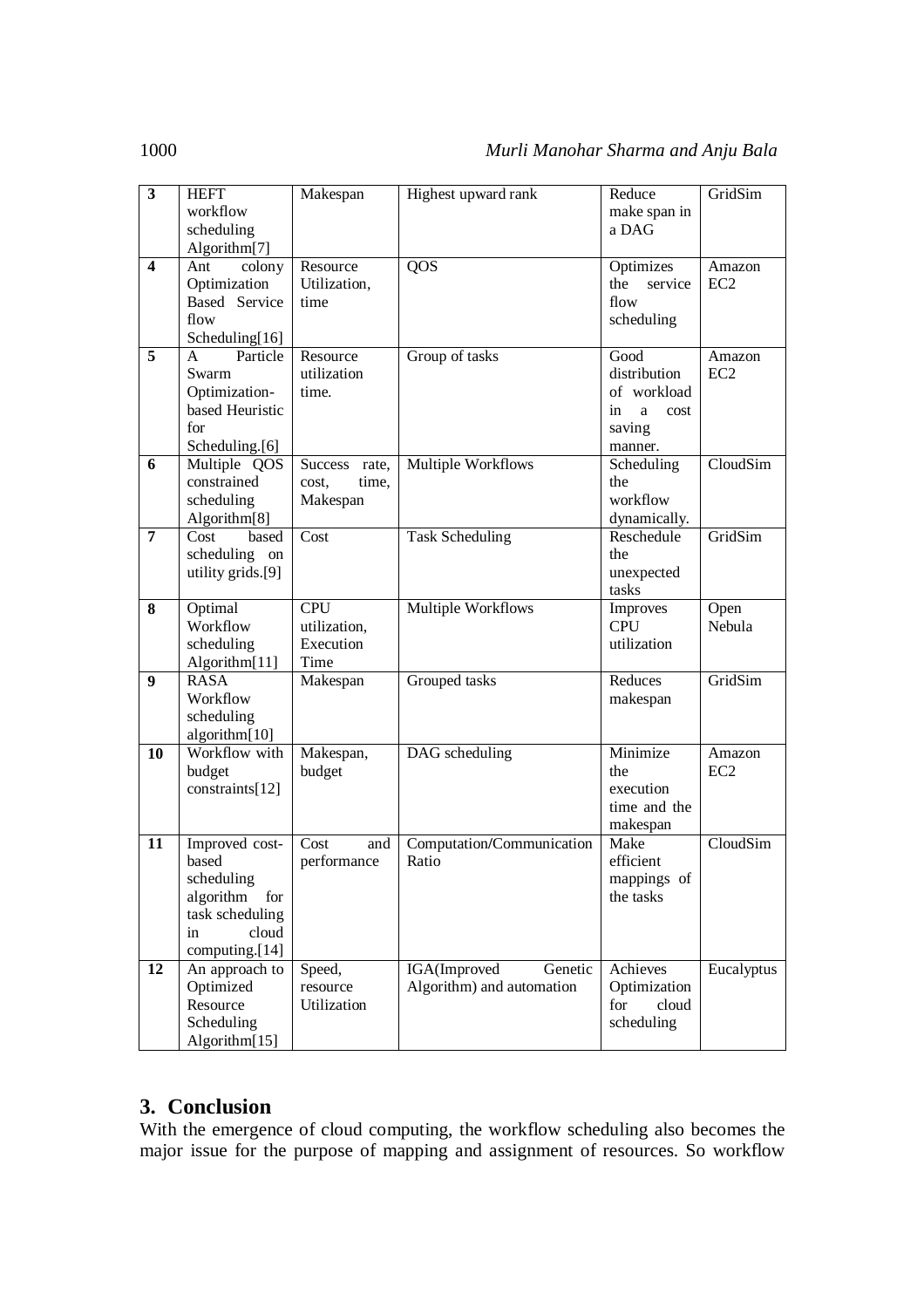| 3 | HEFT workflow scheduling Algorithm[7] | Makespan | Highest upward rank | Reduce make span in a DAG | GridSim |
|---|---|---|---|---|---|
| 4 | Ant colony Optimization Based Service flow Scheduling[16] | Resource Utilization, time | QOS | Optimizes the service flow scheduling | Amazon EC2 |
| 5 | A Particle Swarm Optimization-based Heuristic for Scheduling.[6] | Resource utilization time. | Group of tasks | Good distribution of workload in a cost saving manner. | Amazon EC2 |
| 6 | Multiple QOS constrained scheduling Algorithm[8] | Success rate, cost, time, Makespan | Multiple Workflows | Scheduling the workflow dynamically. | CloudSim |
| 7 | Cost based scheduling on utility grids.[9] | Cost | Task Scheduling | Reschedule the unexpected tasks | GridSim |
| 8 | Optimal Workflow scheduling Algorithm[11] | CPU utilization, Execution Time | Multiple Workflows | Improves CPU utilization | Open Nebula |
| 9 | RASA Workflow scheduling algorithm[10] | Makespan | Grouped tasks | Reduces makespan | GridSim |
| 10 | Workflow with budget constraints[12] | Makespan, budget | DAG scheduling | Minimize the execution time and the makespan | Amazon EC2 |
| 11 | Improved cost-based scheduling algorithm for task scheduling in cloud computing.[14] | Cost and performance | Computation/Communication Ratio | Make efficient mappings of the tasks | CloudSim |
| 12 | An approach to Optimized Resource Scheduling Algorithm[15] | Speed, resource Utilization | IGA(Improved Genetic Algorithm) and automation | Achieves Optimization for cloud scheduling | Eucalyptus |

## 3. Conclusion

With the emergence of cloud computing, the workflow scheduling also becomes the major issue for the purpose of mapping and assignment of resources. So workflow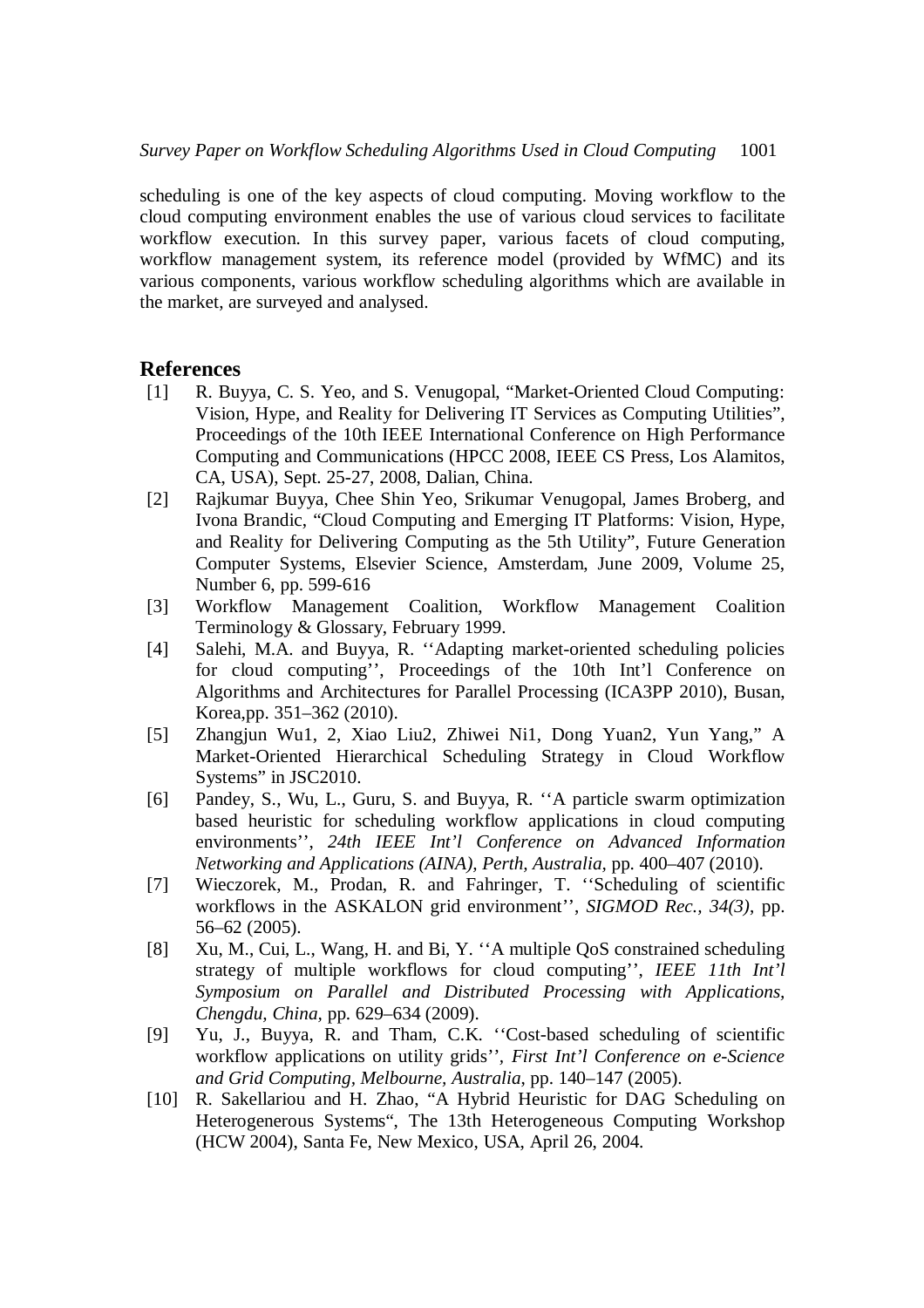scheduling is one of the key aspects of cloud computing. Moving workflow to the cloud computing environment enables the use of various cloud services to facilitate workflow execution. In this survey paper, various facets of cloud computing, workflow management system, its reference model (provided by WfMC) and its various components, various workflow scheduling algorithms which are available in the market, are surveyed and analysed.

## References

[1] R. Buyya, C. S. Yeo, and S. Venugopal, "Market-Oriented Cloud Computing: Vision, Hype, and Reality for Delivering IT Services as Computing Utilities", Proceedings of the 10th IEEE International Conference on High Performance Computing and Communications (HPCC 2008, IEEE CS Press, Los Alamitos, CA, USA), Sept. 25-27, 2008, Dalian, China.

[2] Rajkumar Buyya, Chee Shin Yeo, Srikumar Venugopal, James Broberg, and Ivona Brandic, "Cloud Computing and Emerging IT Platforms: Vision, Hype, and Reality for Delivering Computing as the 5th Utility", Future Generation Computer Systems, Elsevier Science, Amsterdam, June 2009, Volume 25, Number 6, pp. 599-616

[3] Workflow Management Coalition, Workflow Management Coalition Terminology & Glossary, February 1999.

[4] Salehi, M.A. and Buyya, R. ''Adapting market-oriented scheduling policies for cloud computing'', Proceedings of the 10th Int'l Conference on Algorithms and Architectures for Parallel Processing (ICA3PP 2010), Busan, Korea,pp. 351–362 (2010).

[5] Zhangjun Wu1, 2, Xiao Liu2, Zhiwei Ni1, Dong Yuan2, Yun Yang," A Market-Oriented Hierarchical Scheduling Strategy in Cloud Workflow Systems" in JSC2010.

[6] Pandey, S., Wu, L., Guru, S. and Buyya, R. ''A particle swarm optimization based heuristic for scheduling workflow applications in cloud computing environments'', *24th IEEE Int'l Conference on Advanced Information Networking and Applications (AINA), Perth, Australia*, pp. 400–407 (2010).

[7] Wieczorek, M., Prodan, R. and Fahringer, T. ''Scheduling of scientific workflows in the ASKALON grid environment'', *SIGMOD Rec., 34(3)*, pp. 56–62 (2005).

[8] Xu, M., Cui, L., Wang, H. and Bi, Y. ''A multiple QoS constrained scheduling strategy of multiple workflows for cloud computing'', *IEEE 11th Int'l Symposium on Parallel and Distributed Processing with Applications, Chengdu, China*, pp. 629–634 (2009).

[9] Yu, J., Buyya, R. and Tham, C.K. ''Cost-based scheduling of scientific workflow applications on utility grids'', *First Int'l Conference on e-Science and Grid Computing, Melbourne, Australia*, pp. 140–147 (2005).

[10] R. Sakellariou and H. Zhao, "A Hybrid Heuristic for DAG Scheduling on Heterogeneous Systems", The 13th Heterogeneous Computing Workshop (HCW 2004), Santa Fe, New Mexico, USA, April 26, 2004.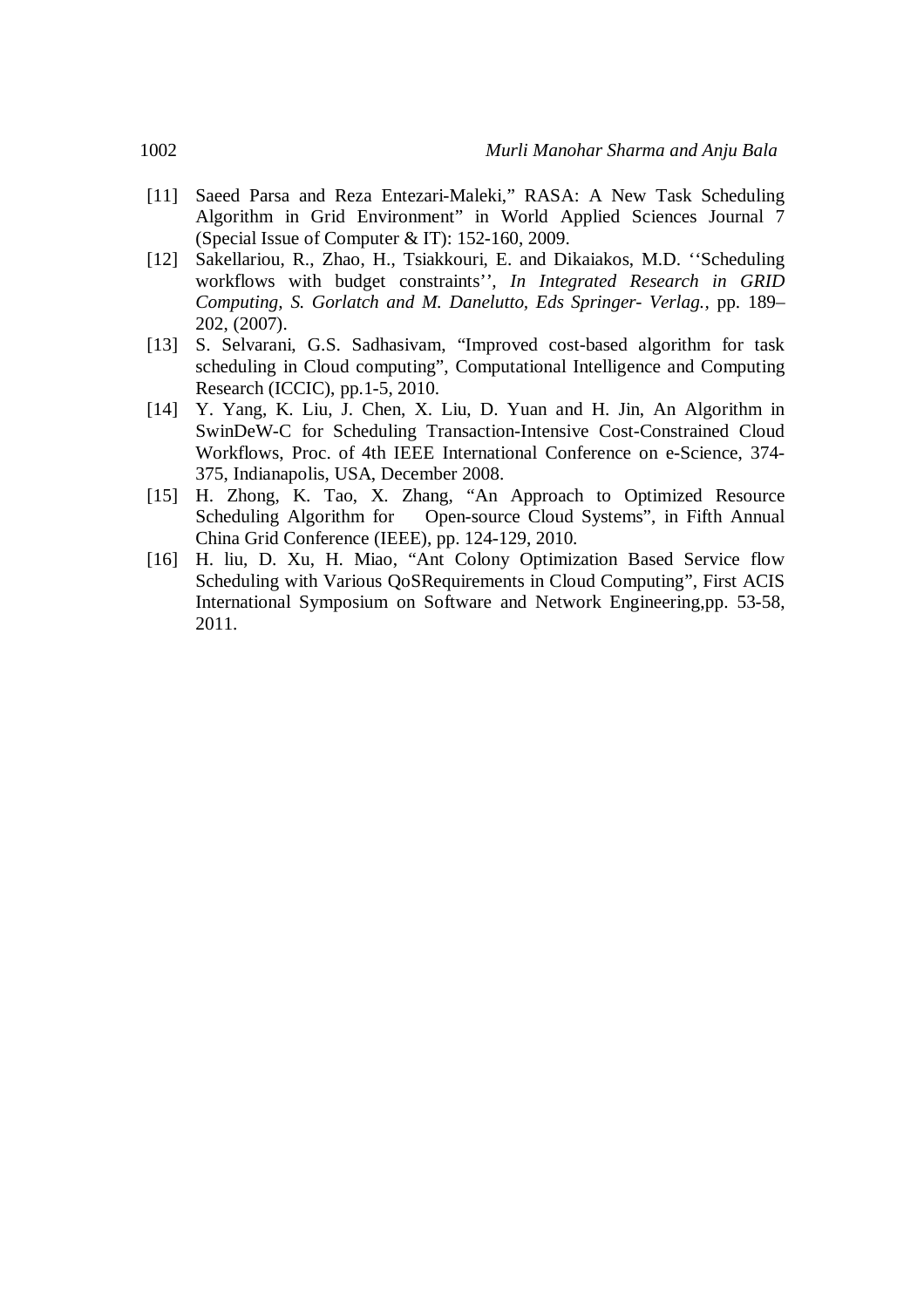[11] Saeed Parsa and Reza Entezari-Maleki," RASA: A New Task Scheduling Algorithm in Grid Environment" in World Applied Sciences Journal 7 (Special Issue of Computer & IT): 152-160, 2009.

[12] Sakellariou, R., Zhao, H., Tsiakkouri, E. and Dikaiakos, M.D. ''Scheduling workflows with budget constraints'', *In Integrated Research in GRID Computing, S. Gorlatch and M. Danelutto, Eds Springer- Verlag.*, pp. 189–202, (2007).

[13] S. Selvarani, G.S. Sadhasivam, "Improved cost-based algorithm for task scheduling in Cloud computing", Computational Intelligence and Computing Research (ICCIC), pp.1-5, 2010.

[14] Y. Yang, K. Liu, J. Chen, X. Liu, D. Yuan and H. Jin, An Algorithm in SwinDeW-C for Scheduling Transaction-Intensive Cost-Constrained Cloud Workflows, Proc. of 4th IEEE International Conference on e-Science, 374-375, Indianapolis, USA, December 2008.

[15] H. Zhong, K. Tao, X. Zhang, "An Approach to Optimized Resource Scheduling Algorithm for Open-source Cloud Systems", in Fifth Annual China Grid Conference (IEEE), pp. 124-129, 2010.

[16] H. liu, D. Xu, H. Miao, "Ant Colony Optimization Based Service flow Scheduling with Various QoSRequirements in Cloud Computing", First ACIS International Symposium on Software and Network Engineering,pp. 53-58, 2011.